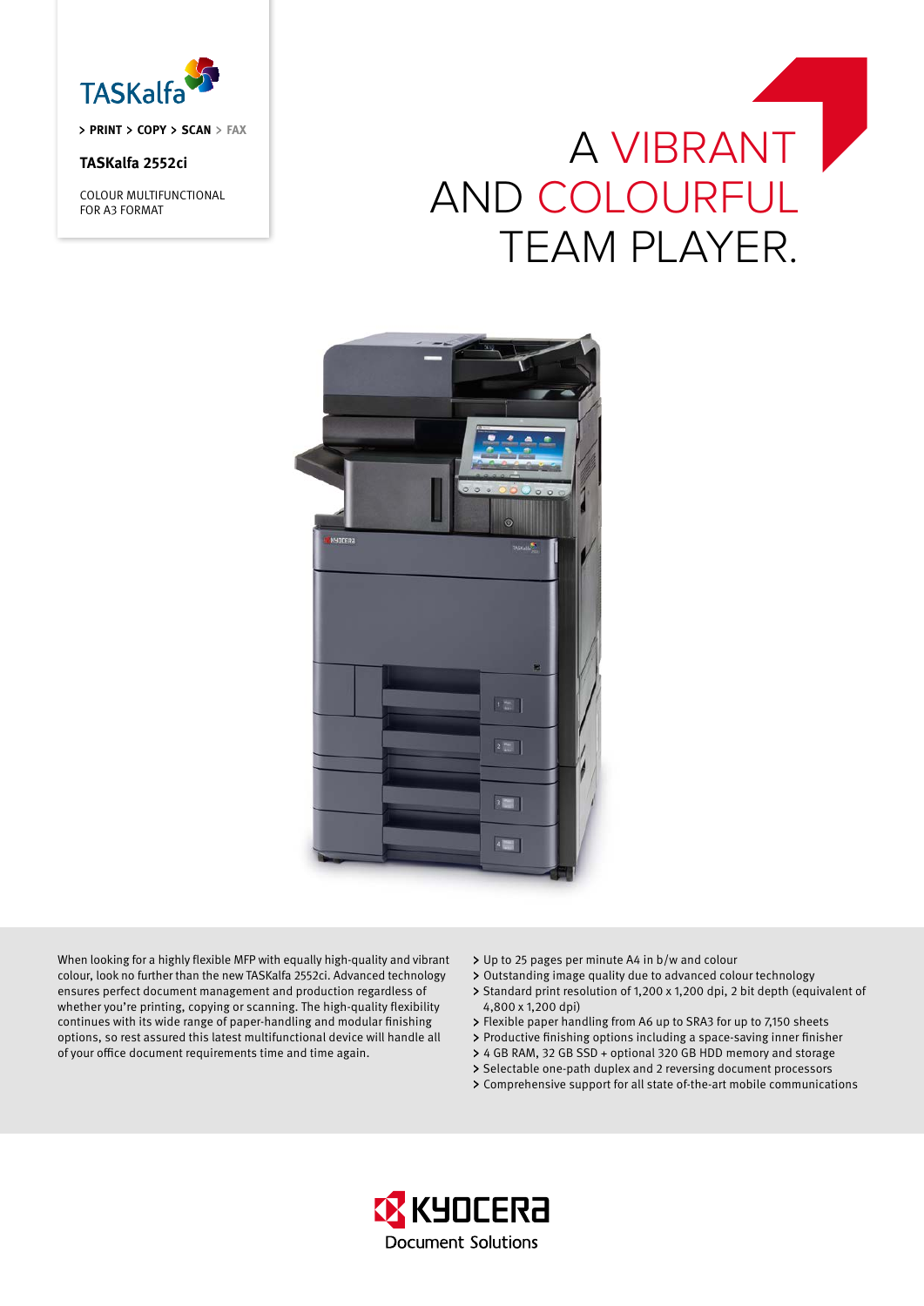TASKalfa

> PRINT > COPY > SCAN > FAX

**TASKalfa 2552ci**

COLOUR MULTIFUNCTIONAL FOR A3 FORMAT

# A VIBRANT AND COLOURFUL TEAM PLAYER.

When looking for a highly flexible MFP with equally high-quality and vibrant colour, look no further than the new TASKalfa 2552ci. Advanced technology ensures perfect document management and production regardless of whether you're printing, copying or scanning. The high-quality flexibility continues with its wide range of paper-handling and modular finishing options, so rest assured this latest multifunctional device will handle all of your office document requirements time and time again.

- Up to 25 pages per minute A4 in b/w and colour
- Outstanding image quality due to advanced colour technology
- Standard print resolution of 1,200 x 1,200 dpi, 2 bit depth (equivalent of 4,800 x 1,200 dpi)
- Flexible paper handling from A6 up to SRA3 for up to 7,150 sheets
- Productive finishing options including a space-saving inner finisher
- 4 GB RAM, 32 GB SSD + optional 320 GB HDD memory and storage
- Selectable one-path duplex and 2 reversing document processors
- Comprehensive support for all state of-the-art mobile communications

KYOCERA Document Solutions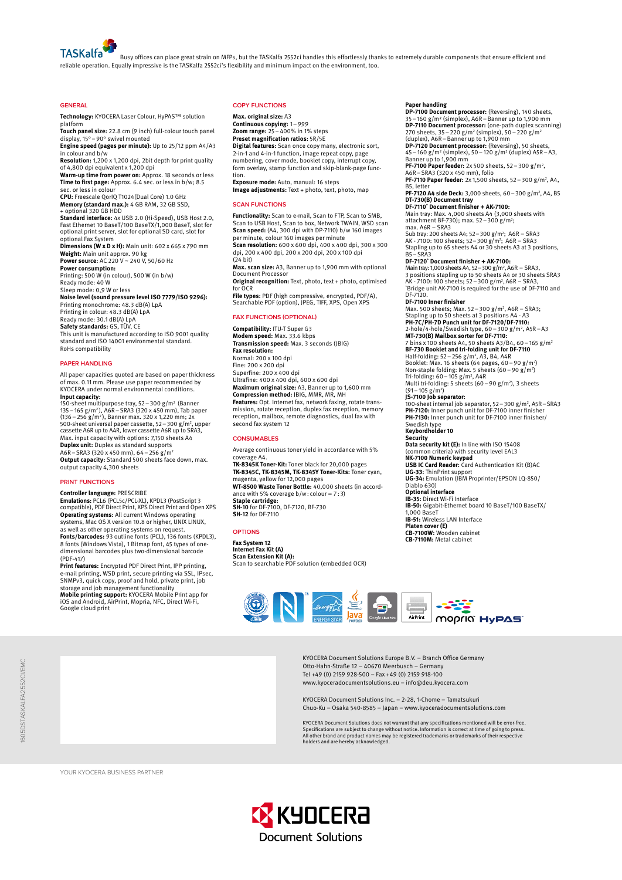TASKalfa Busy offices can place great strain on MFPs, but the TASKalfa 2552ci handles this effortlessly thanks to extremely durable components that ensure efficient and reliable operation. Equally impressive is the TASKalfa 2552ci's flexibility and minimum impact on the environment, too.

## GENERAL

**Technology:** KYOCERA Laser Colour, HyPAS™ solution platform
**Touch panel size:** 22.8 cm (9 inch) full-colour touch panel display, 15° – 90° swivel mounted
**Engine speed (pages per minute):** Up to 25/12 ppm A4/A3 in colour and b/w
**Resolution:** 1,200 x 1,200 dpi, 2bit depth for print quality of 4,800 dpi equivalent x 1,200 dpi
**Warm-up time from power on:** Approx. 18 seconds or less
**Time to first page:** Approx. 6.4 sec. or less in b/w; 8.5 sec. or less in colour
**CPU:** Freescale QorIQ T1024(Dual Core) 1.0 GHz
**Memory (standard max.):** 4 GB RAM, 32 GB SSD, + optional 320 GB HDD
**Standard interface:** 4x USB 2.0 (Hi-Speed), USB Host 2.0, Fast Ethernet 10 BaseT/100 BaseTX/1,000 BaseT, slot for optional print server, slot for optional SD card, slot for optional Fax System
**Dimensions (W x D x H):** Main unit: 602 x 665 x 790 mm
**Weight:** Main unit approx. 90 kg
**Power source:** AC 220 V ~ 240 V, 50/60 Hz
**Power consumption:**
Printing: 500 W (in colour), 500 W (in b/w)
Ready mode: 40 W
Sleep mode: 0,9 W or less
**Noise level (sound pressure level ISO 7779/ISO 9296):**
Printing monochrome: 48.3 dB(A) LpA
Printing in colour: 48.3 dB(A) LpA
Ready mode: 30.1 dB(A) LpA
**Safety standards:** GS, TÜV, CE
This unit is manufactured according to ISO 9001 quality standard and ISO 14001 environmental standard.
RoHs compatibility

## PAPER HANDLING

All paper capacities quoted are based on paper thickness of max. 0.11 mm. Please use paper recommended by KYOCERA under normal environmental conditions.
**Input capacity:**
150-sheet multipurpose tray, 52 – 300 g/m² (Banner 135 – 165 g/m²), A6R – SRA3 (320 x 450 mm), Tab paper (136 – 256 g/m²), Banner max. 320 x 1,220 mm; 2x 500-sheet universal paper cassette, 52 – 300 g/m², upper cassette A6R up to A4R, lower cassette A6R up to SRA3, Max. input capacity with options: 7,150 sheets A4
**Duplex unit:** Duplex as standard supports A6R – SRA3 (320 x 450 mm), 64 – 256 g/m²
**Output capacity:** Standard 500 sheets face down, max. output capacity 4,300 sheets

## PRINT FUNCTIONS

**Controller language:** PRESCRIBE
**Emulations:** PCL6 (PCL5c/PCL-XL), KPDL3 (PostScript 3 compatible), PDF Direct Print, XPS Direct Print and Open XPS
**Operating systems:** All current Windows operating systems, Mac OS X version 10.8 or higher, UNIX LINUX, as well as other operating systems on request.
**Fonts/barcodes:** 93 outline fonts (PCL), 136 fonts (KPDL3), 8 fonts (Windows Vista), 1 Bitmap font, 45 types of one-dimensional barcodes plus two-dimensional barcode (PDF-417)
**Print features:** Encrypted PDF Direct Print, IPP printing, e-mail printing, WSD print, secure printing via SSL, IPsec, SNMPv3, quick copy, proof and hold, private print, job storage and job management functionality
**Mobile printing support:** KYOCERA Mobile Print app for iOS and Android, AirPrint, Mopria, NFC, Direct Wi-Fi, Google cloud print

## COPY FUNCTIONS

**Max. original size:** A3
**Continuous copying:** 1 – 999
**Zoom range:** 25 – 400% in 1% steps
**Preset magnification ratios:** 5R/5E
**Digital features:** Scan once copy many, electronic sort, 2-in-1 and 4-in-1 function, image repeat copy, page numbering, cover mode, booklet copy, interrupt copy, form overlay, stamp function and skip-blank-page function.
**Exposure mode:** Auto, manual: 16 steps
**Image adjustments:** Text + photo, text, photo, map

## SCAN FUNCTIONS

**Functionality:** Scan to e-mail, Scan to FTP, Scan to SMB, Scan to USB Host, Scan to box, Network TWAIN, WSD scan
**Scan speed:** (A4, 300 dpi with DP-7110) b/w 160 images per minute, colour 160 images per minute
**Scan resolution:** 600 x 600 dpi, 400 x 400 dpi, 300 x 300 dpi, 200 x 400 dpi, 200 x 200 dpi, 200 x 100 dpi (24 bit)
**Max. scan size:** A3, Banner up to 1,900 mm with optional Document Processor
**Original recognition:** Text, photo, text + photo, optimised for OCR
**File types:** PDF (high compressive, encrypted, PDF/A), Searchable PDF (option), JPEG, TIFF, XPS, Open XPS

## FAX FUNCTIONS (OPTIONAL)

**Compatibility:** ITU-T Super G3
**Modem speed:** Max. 33.6 kbps
**Transmission speed:** Max. 3 seconds (JBIG)
**Fax resolution:**
Normal: 200 x 100 dpi
Fine: 200 x 200 dpi
Superfine: 200 x 400 dpi
Ultrafine: 400 x 400 dpi, 600 x 600 dpi
**Maximum original size:** A3, Banner up to 1,600 mm
**Compression method:** JBIG, MMR, MR, MH
**Features:** Opt. Internet fax, network faxing, rotate transmission, rotate reception, duplex fax reception, memory reception, mailbox, remote diagnostics, dual fax with second fax system 12

## CONSUMABLES

Average continuous toner yield in accordance with 5% coverage A4.
**TK-8345K Toner-Kit:** Toner black for 20,000 pages
**TK-8345C, TK-8345M, TK-8345Y Toner-Kits:** Toner cyan, magenta, yellow for 12,000 pages
**WT-8500 Waste Toner Bottle:** 40,000 sheets (in accordance with 5% coverage b/w : colour = 7 : 3)
**Staple cartridge:**
**SH-10** for DF-7100, DF-7120, BF-730
**SH-12** for DF-7110

## OPTIONS

**Fax System 12**
**Internet Fax Kit (A)**
**Scan Extension Kit (A):**
Scan to searchable PDF solution (embedded OCR)

**Paper handling**
**DP-7100 Document processor:** (Reversing), 140 sheets, 35 – 160 g/m² (simplex), A6R – Banner up to 1,900 mm
**DP-7110 Document processor:** (one-path duplex scanning) 270 sheets, 35 – 220 g/m² (simplex), 50 – 220 g/m² (duplex), A6R – Banner up to 1,900 mm
**DP-7120 Document processor:** (Reversing), 50 sheets, 45 – 160 g/m² (simplex), 50 – 120 g/m² (duplex) A5R – A3, Banner up to 1,900 mm
**PF-7100 Paper feeder:** 2x 500 sheets, 52 – 300 g/m², A6R – SRA3 (320 x 450 mm), folio
**PF-7110 Paper feeder:** 2x 1,500 sheets, 52 – 300 g/m², A4, B5, letter
**PF-7120 A4 side Deck:** 3,000 sheets, 60 – 300 g/m², A4, B5
**DT-730(B) Document tray**
**DF-7110\* Document finisher + AK-7100:**
Main tray: Max. 4,000 sheets A4 (3,000 sheets with attachment BF-730); max. 52 – 300 g/m²; max. A6R – SRA3
Sub tray: 200 sheets A4; 52 – 300 g/m²; A6R – SRA3
AK - 7100: 100 sheets; 52 – 300 g/m²; A6R – SRA3
Stapling up to 65 sheets A4 or 30 sheets A3 at 3 positions, B5 – SRA3
**DF-7120\* Document finisher + AK-7100:**
Main tray: 1,000 sheets A4, 52 – 300 g/m², A6R – SRA3, 3 positions stapling up to 50 sheets A4 or 30 sheets SRA3
AK - 7100: 100 sheets; 52 – 300 g/m², A6R – SRA3,
\*Bridge unit AK-7100 is required for the use of DF-7110 and DF-7120.
**DF-7100 Inner finisher**
Max. 500 sheets; Max. 52 – 300 g/m², A6R – SRA3; Stapling up to 50 sheets at 3 positions A4 - A3
**PH-7C/PH-7D Punch unit for DF-7120/DF-7110:**
2-hole/4-hole/Swedish type, 60 – 300 g/m², A5R – A3
**MT-730(B) Mailbox sorter for DF-7110:**
7 bins x 100 sheets A4, 50 sheets A3/B4, 60 – 165 g/m²
**BF-730 Booklet and tri-folding unit for DF-7110**
Half-folding: 52 – 256 g/m², A3, B4, A4R
Booklet: Max. 16 sheets (64 pages, 60 – 90 g/m²)
Non-staple folding: Max. 5 sheets (60 – 90 g/m²)
Tri-folding: 60 – 105 g/m², A4R
Multi tri-folding: 5 sheets (60 – 90 g/m²), 3 sheets (91 – 105 g/m²)
**JS-7100 Job separator:**
100-sheet internal job separator, 52 – 300 g/m², A5R – SRA3
**PH-7120:** Inner punch unit for DF-7100 inner finisher
**PH-7130:** Inner punch unit for DF-7100 inner finisher/ Swedish type
**Keybordholder 10**
**Security**
**Data security kit (E):** In line with ISO 15408 (common criteria) with security level EAL3
**NK-7100 Numeric keypad**
**USB IC Card Reader:** Card Authentication Kit (B)AC
**UG-33:** ThinPrint support
**UG-34:** Emulation (IBM Proprinter/EPSON LQ-850/ Diablo 630)
**Optional interface**
**IB-35:** Direct Wi-Fi Interface
**IB-50:** Gigabit-Ethernet board 10 BaseT/100 BaseTX/ 1,000 BaseT
**IB-51:** Wireless LAN Interface
**Platen cover (E)**
**CB-7100W:** Wooden cabinet
**CB-7110M:** Metal cabinet

KYOCERA Document Solutions Europe B.V. – Branch Office Germany
Otto-Hahn-Straße 12 – 40670 Meerbusch – Germany
Tel +49 (0) 2159 928-500 – Fax +49 (0) 2159 918-100
www.kyoceradocumentsolutions.eu – info@deu.kyocera.com

KYOCERA Document Solutions Inc. – 2-28, 1-Chome – Tamatsukuri
Chuo-Ku – Osaka 540-8585 – Japan – www.kyoceradocumentsolutions.com

KYOCERA Document Solutions does not warrant that any specifications mentioned will be error-free. Specifications are subject to change without notice. Information is correct at time of going to press. All other brand and product names may be registered trademarks or trademarks of their respective holders and are hereby acknowledged.

1605DSTASKALFA2552CI/EMC

YOUR KYOCERA BUSINESS PARTNER

KYOCERA Document Solutions